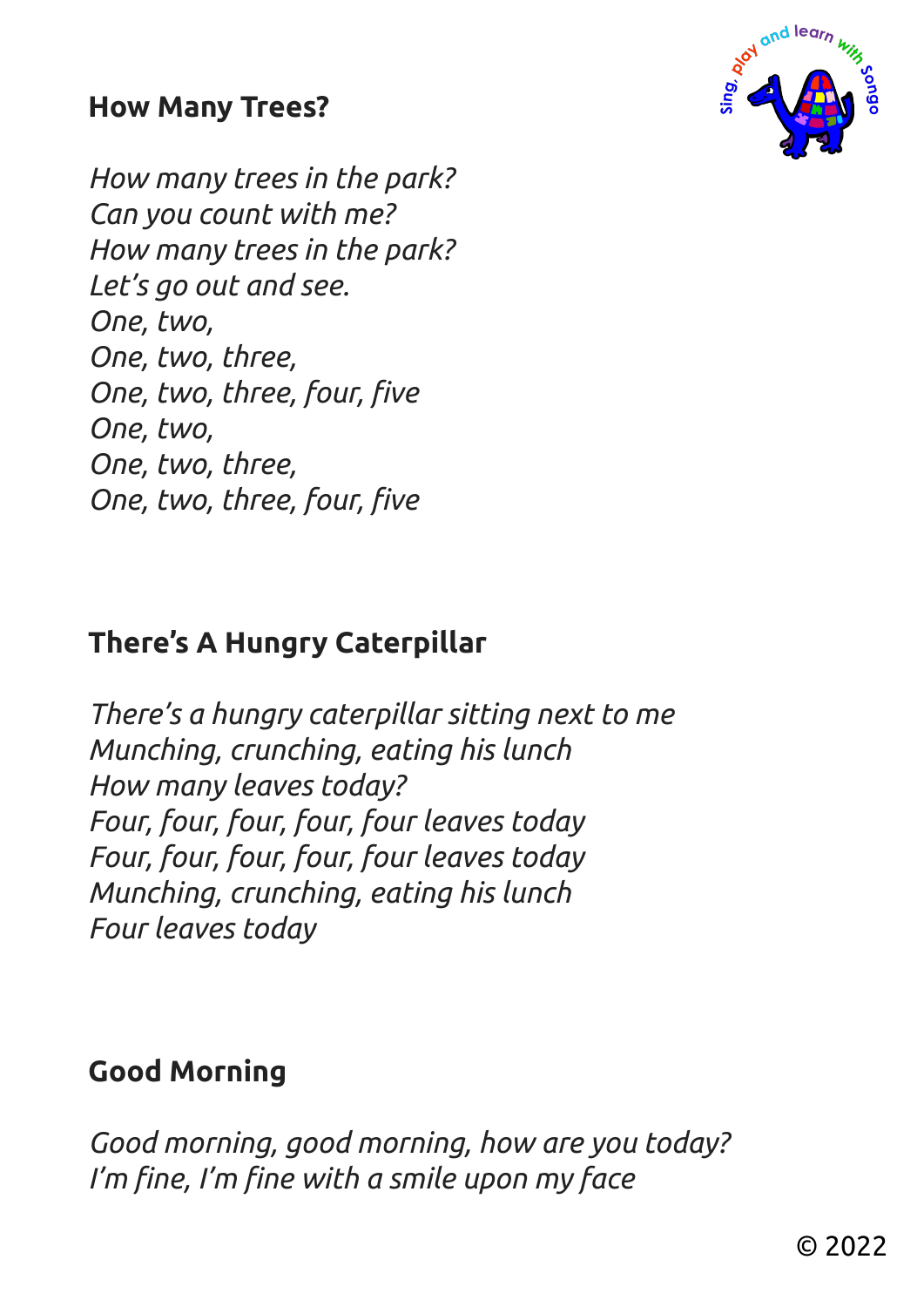## How Many Trees?

*How many trees in the park?*
*Can you count with me?*
*How many trees in the park?*
*Let's go out and see.*
*One, two,*
*One, two, three,*
*One, two, three, four, five*
*One, two,*
*One, two, three,*
*One, two, three, four, five*

## There's A Hungry Caterpillar

*There's a hungry caterpillar sitting next to me*
*Munching, crunching, eating his lunch*
*How many leaves today?*
*Four, four, four, four, four leaves today*
*Four, four, four, four, four leaves today*
*Munching, crunching, eating his lunch*
*Four leaves today*

## Good Morning

*Good morning, good morning, how are you today?*
*I'm fine, I'm fine with a smile upon my face*

© 2022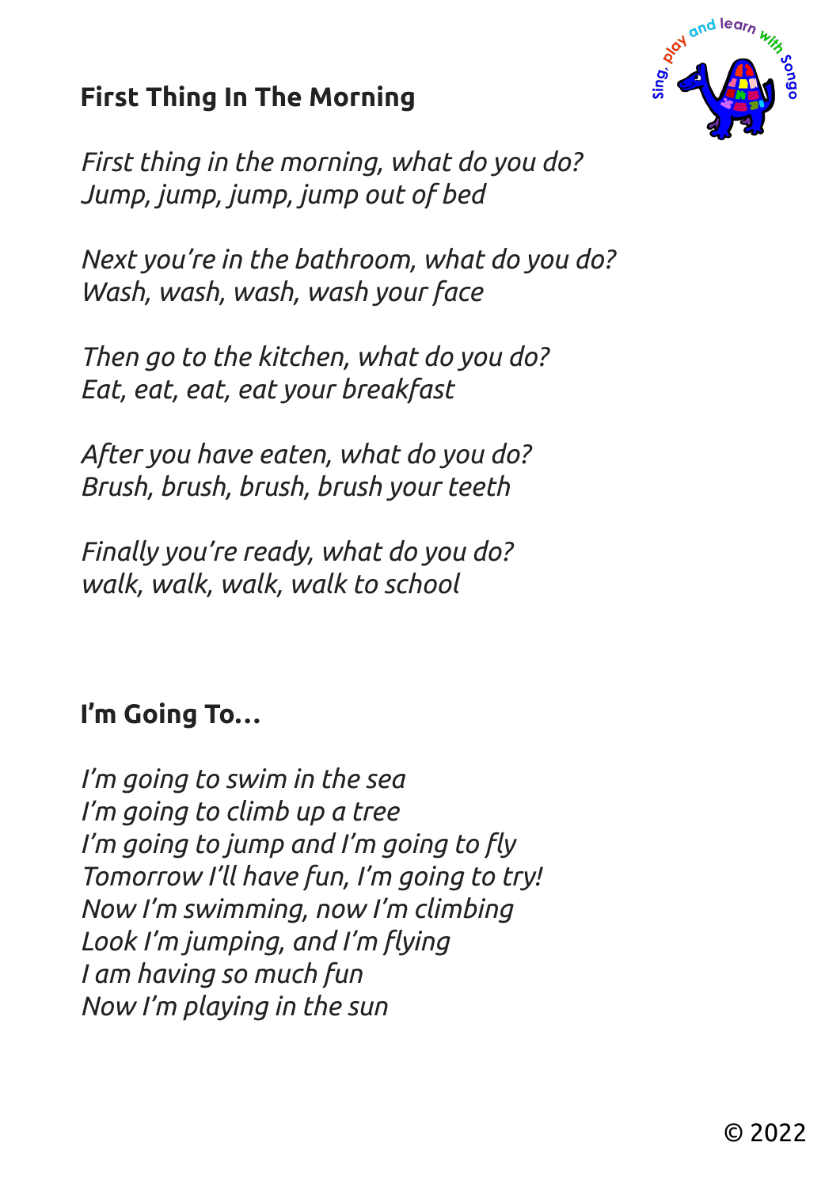## First Thing In The Morning

*First thing in the morning, what do you do?*
*Jump, jump, jump, jump out of bed*

*Next you're in the bathroom, what do you do?*
*Wash, wash, wash, wash your face*

*Then go to the kitchen, what do you do?*
*Eat, eat, eat, eat your breakfast*

*After you have eaten, what do you do?*
*Brush, brush, brush, brush your teeth*

*Finally you're ready, what do you do?*
*walk, walk, walk, walk to school*

## I'm Going To…

*I'm going to swim in the sea*
*I'm going to climb up a tree*
*I'm going to jump and I'm going to fly*
*Tomorrow I'll have fun, I'm going to try!*
*Now I'm swimming, now I'm climbing*
*Look I'm jumping, and I'm flying*
*I am having so much fun*
*Now I'm playing in the sun*

© 2022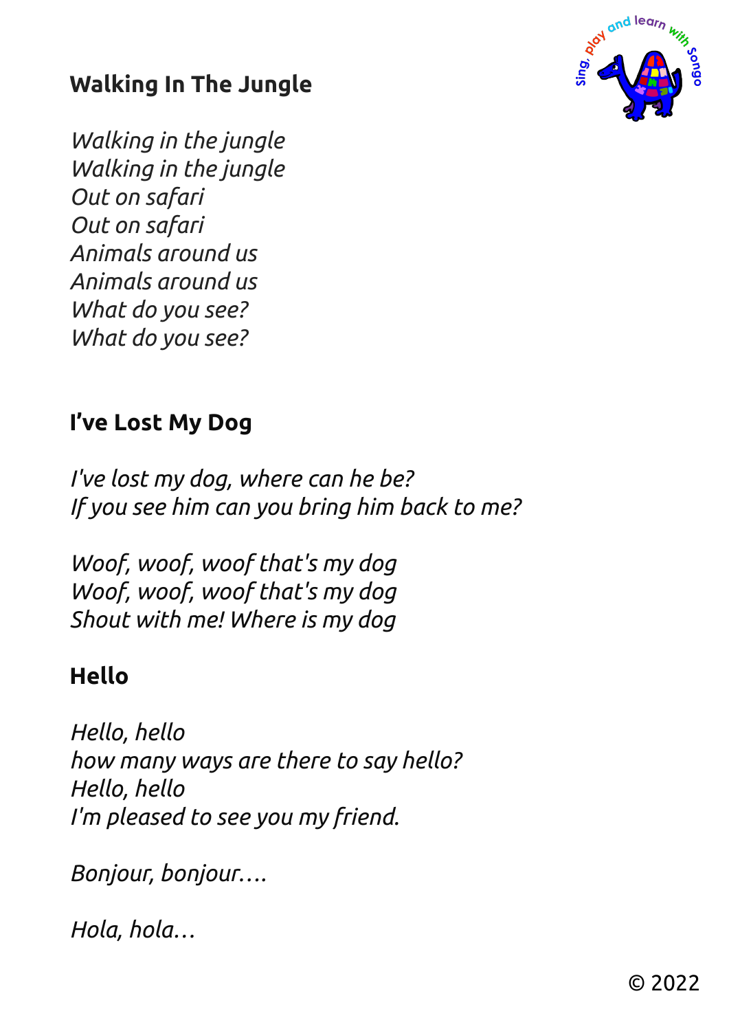## Walking In The Jungle

*Walking in the jungle*
*Walking in the jungle*
*Out on safari*
*Out on safari*
*Animals around us*
*Animals around us*
*What do you see?*
*What do you see?*

## I've Lost My Dog

*I've lost my dog, where can he be?*
*If you see him can you bring him back to me?*

*Woof, woof, woof that's my dog*
*Woof, woof, woof that's my dog*
*Shout with me! Where is my dog*

## Hello

*Hello, hello*
*how many ways are there to say hello?*
*Hello, hello*
*I'm pleased to see you my friend.*

*Bonjour, bonjour….*

*Hola, hola…*

© 2022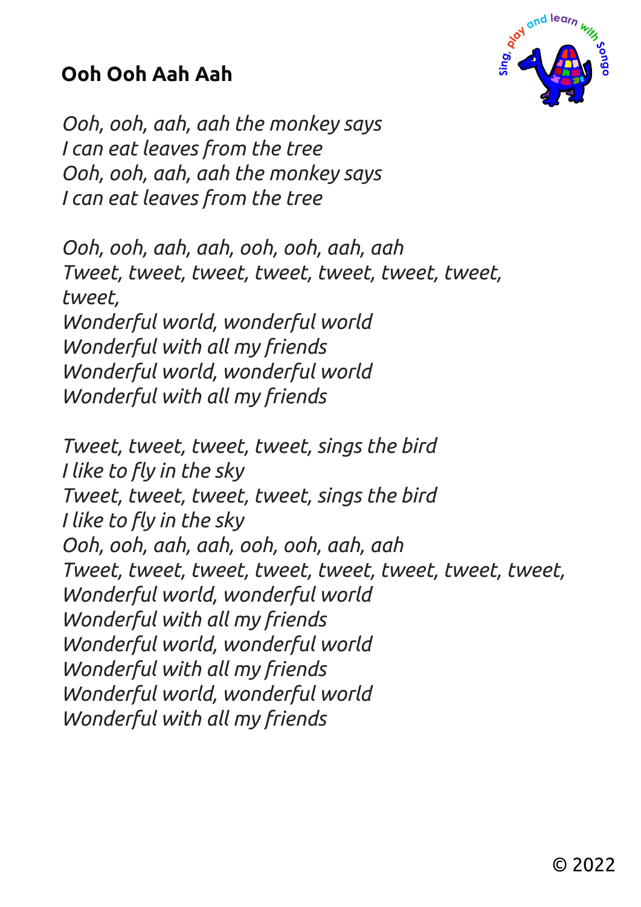## Ooh Ooh Aah Aah

*Ooh, ooh, aah, aah the monkey says*
*I can eat leaves from the tree*
*Ooh, ooh, aah, aah the monkey says*
*I can eat leaves from the tree*

*Ooh, ooh, aah, aah, ooh, ooh, aah, aah*
*Tweet, tweet, tweet, tweet, tweet, tweet, tweet, tweet,*
*Wonderful world, wonderful world*
*Wonderful with all my friends*
*Wonderful world, wonderful world*
*Wonderful with all my friends*

*Tweet, tweet, tweet, tweet, sings the bird*
*I like to fly in the sky*
*Tweet, tweet, tweet, tweet, sings the bird*
*I like to fly in the sky*
*Ooh, ooh, aah, aah, ooh, ooh, aah, aah*
*Tweet, tweet, tweet, tweet, tweet, tweet, tweet, tweet,*
*Wonderful world, wonderful world*
*Wonderful with all my friends*
*Wonderful world, wonderful world*
*Wonderful with all my friends*
*Wonderful world, wonderful world*
*Wonderful with all my friends*

© 2022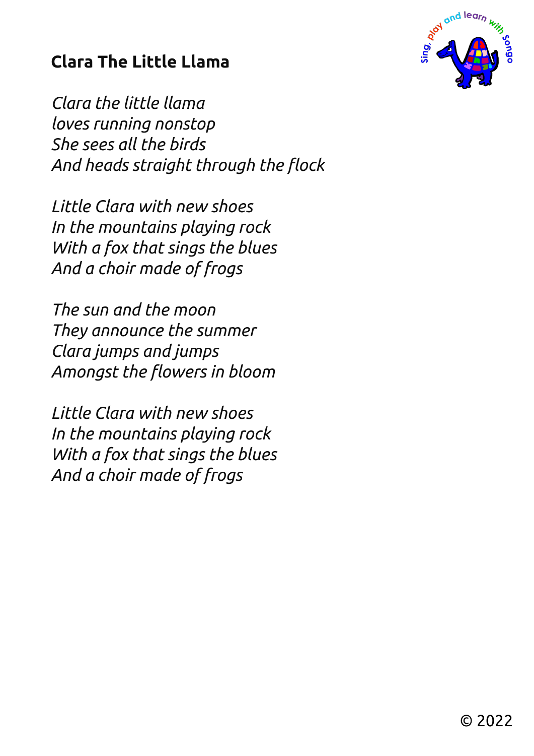## Clara The Little Llama

*Clara the little llama*
*loves running nonstop*
*She sees all the birds*
*And heads straight through the flock*

*Little Clara with new shoes*
*In the mountains playing rock*
*With a fox that sings the blues*
*And a choir made of frogs*

*The sun and the moon*
*They announce the summer*
*Clara jumps and jumps*
*Amongst the flowers in bloom*

*Little Clara with new shoes*
*In the mountains playing rock*
*With a fox that sings the blues*
*And a choir made of frogs*

© 2022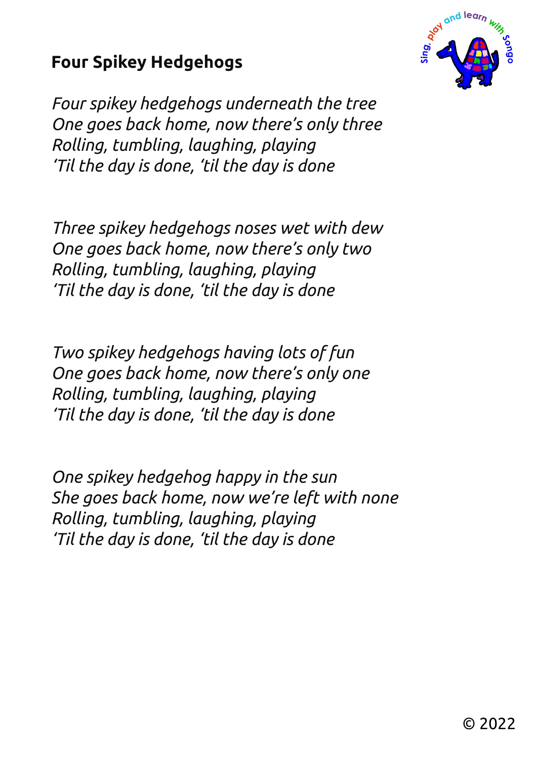# Four Spikey Hedgehogs

*Four spikey hedgehogs underneath the tree*
*One goes back home, now there's only three*
*Rolling, tumbling, laughing, playing*
*'Til the day is done, 'til the day is done*

*Three spikey hedgehogs noses wet with dew*
*One goes back home, now there's only two*
*Rolling, tumbling, laughing, playing*
*'Til the day is done, 'til the day is done*

*Two spikey hedgehogs having lots of fun*
*One goes back home, now there's only one*
*Rolling, tumbling, laughing, playing*
*'Til the day is done, 'til the day is done*

*One spikey hedgehog happy in the sun*
*She goes back home, now we're left with none*
*Rolling, tumbling, laughing, playing*
*'Til the day is done, 'til the day is done*

© 2022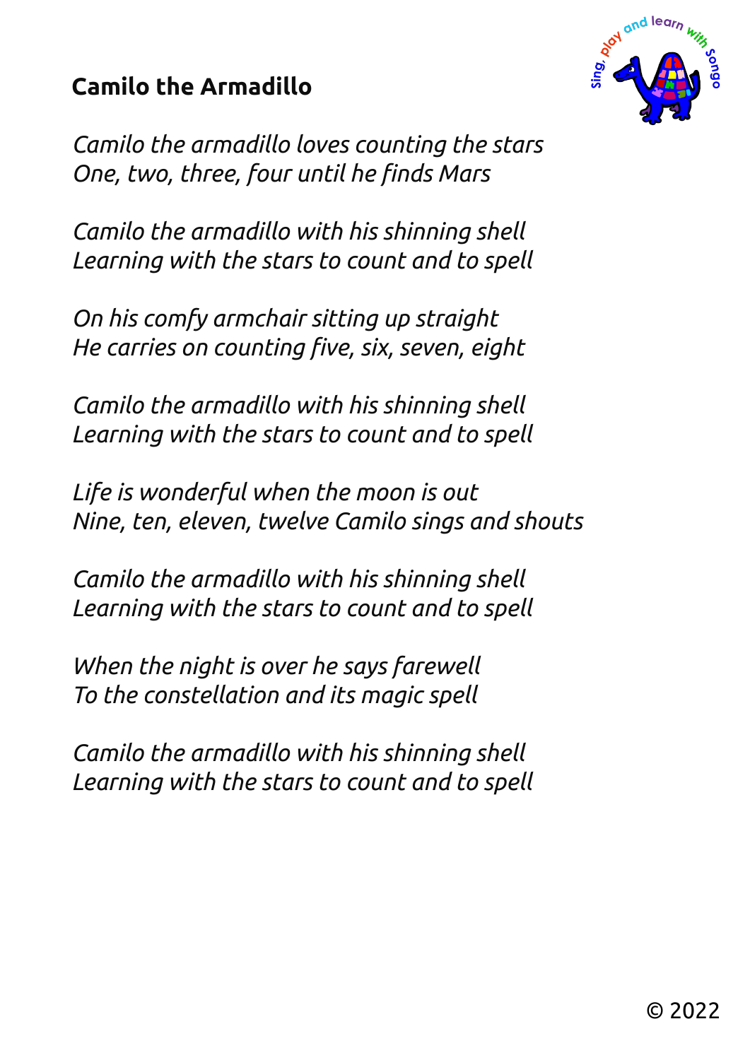## Camilo the Armadillo

*Camilo the armadillo loves counting the stars*
*One, two, three, four until he finds Mars*

*Camilo the armadillo with his shinning shell*
*Learning with the stars to count and to spell*

*On his comfy armchair sitting up straight*
*He carries on counting five, six, seven, eight*

*Camilo the armadillo with his shinning shell*
*Learning with the stars to count and to spell*

*Life is wonderful when the moon is out*
*Nine, ten, eleven, twelve Camilo sings and shouts*

*Camilo the armadillo with his shinning shell*
*Learning with the stars to count and to spell*

*When the night is over he says farewell*
*To the constellation and its magic spell*

*Camilo the armadillo with his shinning shell*
*Learning with the stars to count and to spell*

© 2022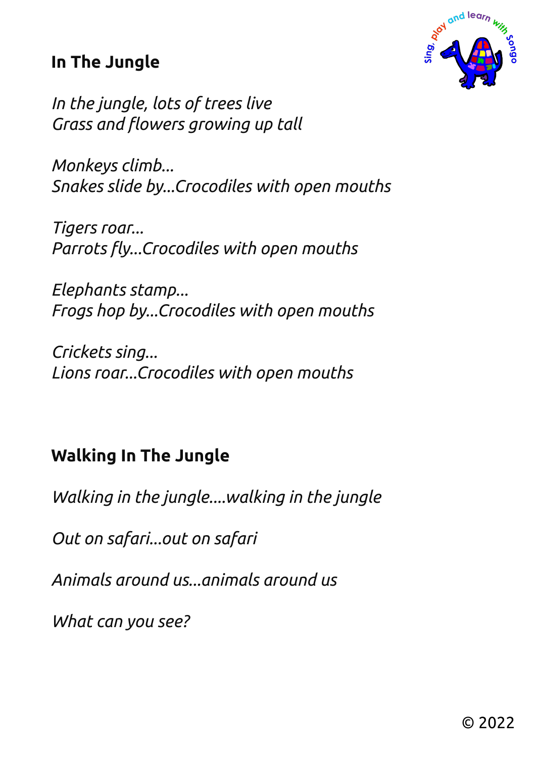## In The Jungle

*In the jungle, lots of trees live*
*Grass and flowers growing up tall*

*Monkeys climb...*
*Snakes slide by...Crocodiles with open mouths*

*Tigers roar...*
*Parrots fly...Crocodiles with open mouths*

*Elephants stamp...*
*Frogs hop by...Crocodiles with open mouths*

*Crickets sing...*
*Lions roar...Crocodiles with open mouths*

## Walking In The Jungle

*Walking in the jungle....walking in the jungle*

*Out on safari...out on safari*

*Animals around us...animals around us*

*What can you see?*

© 2022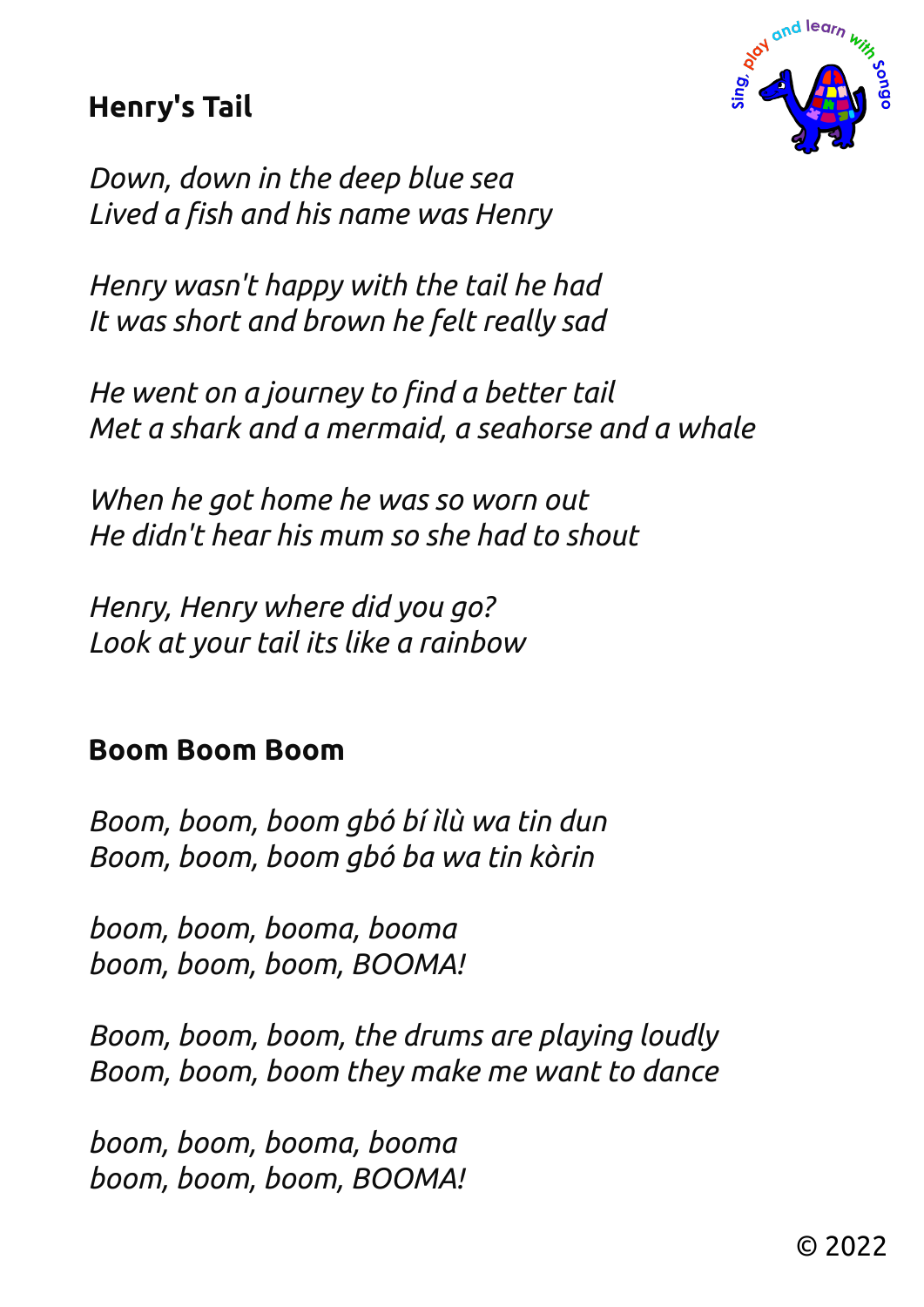## Henry's Tail

*Down, down in the deep blue sea*
*Lived a fish and his name was Henry*

*Henry wasn't happy with the tail he had*
*It was short and brown he felt really sad*

*He went on a journey to find a better tail*
*Met a shark and a mermaid, a seahorse and a whale*

*When he got home he was so worn out*
*He didn't hear his mum so she had to shout*

*Henry, Henry where did you go?*
*Look at your tail its like a rainbow*

## Boom Boom Boom

*Boom, boom, boom gbó bí ìlù wa tin dun*
*Boom, boom, boom gbó ba wa tin kòrin*

*boom, boom, booma, booma*
*boom, boom, boom, BOOMA!*

*Boom, boom, boom, the drums are playing loudly*
*Boom, boom, boom they make me want to dance*

*boom, boom, booma, booma*
*boom, boom, boom, BOOMA!*

© 2022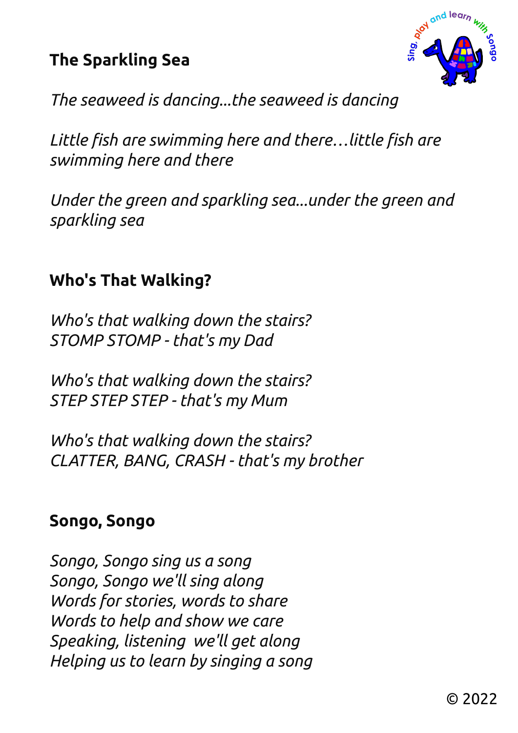## The Sparkling Sea

*The seaweed is dancing...the seaweed is dancing*

*Little fish are swimming here and there…little fish are swimming here and there*

*Under the green and sparkling sea...under the green and sparkling sea*

## Who's That Walking?

*Who's that walking down the stairs?*
*STOMP STOMP - that's my Dad*

*Who's that walking down the stairs?*
*STEP STEP STEP - that's my Mum*

*Who's that walking down the stairs?*
*CLATTER, BANG, CRASH - that's my brother*

## Songo, Songo

*Songo, Songo sing us a song*
*Songo, Songo we'll sing along*
*Words for stories, words to share*
*Words to help and show we care*
*Speaking, listening  we'll get along*
*Helping us to learn by singing a song*

© 2022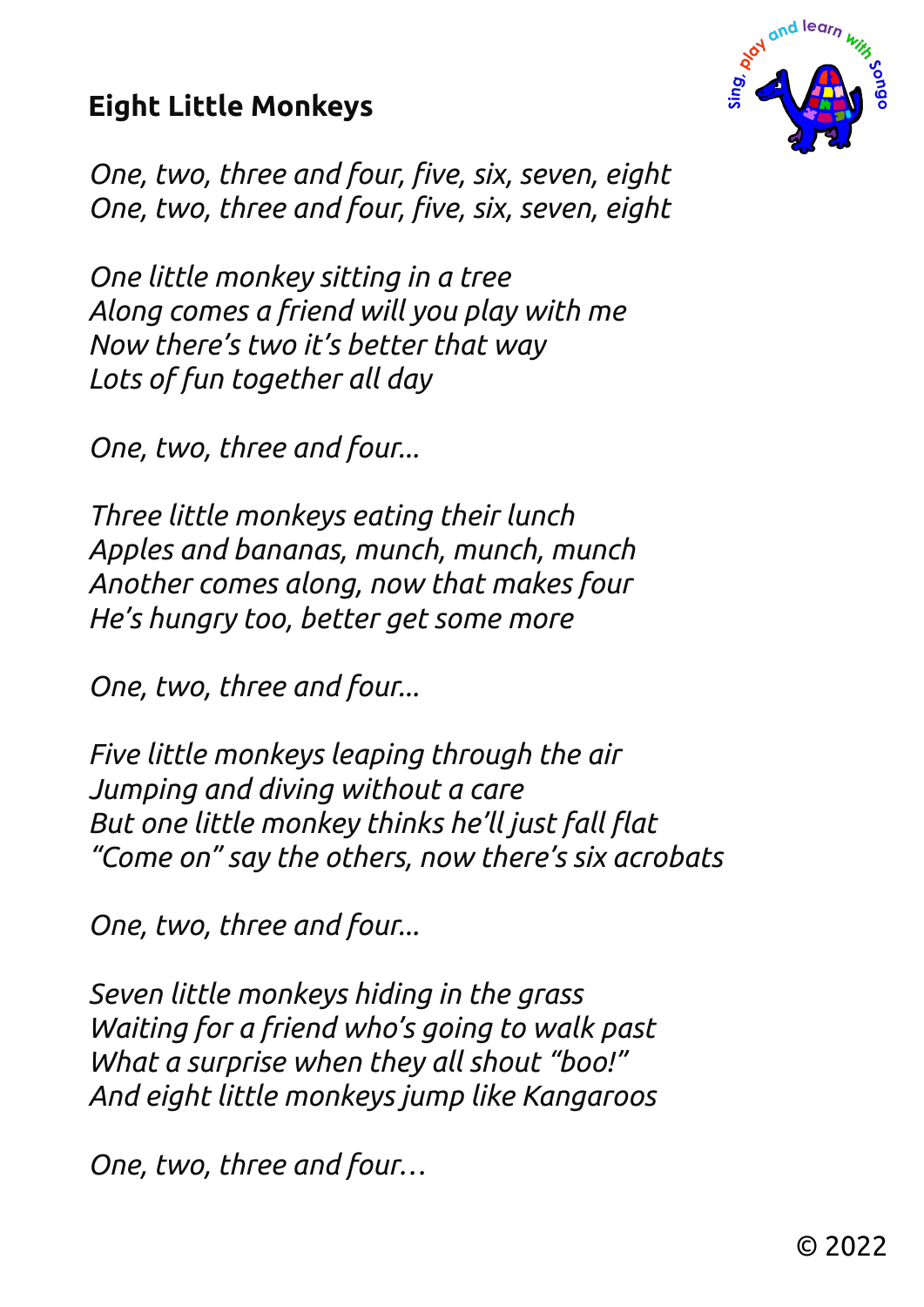## Eight Little Monkeys

*One, two, three and four, five, six, seven, eight*
*One, two, three and four, five, six, seven, eight*

*One little monkey sitting in a tree*
*Along comes a friend will you play with me*
*Now there's two it's better that way*
*Lots of fun together all day*

*One, two, three and four...*

*Three little monkeys eating their lunch*
*Apples and bananas, munch, munch, munch*
*Another comes along, now that makes four*
*He's hungry too, better get some more*

*One, two, three and four...*

*Five little monkeys leaping through the air*
*Jumping and diving without a care*
*But one little monkey thinks he'll just fall flat*
*"Come on" say the others, now there's six acrobats*

*One, two, three and four...*

*Seven little monkeys hiding in the grass*
*Waiting for a friend who's going to walk past*
*What a surprise when they all shout "boo!"*
*And eight little monkeys jump like Kangaroos*

*One, two, three and four…*

© 2022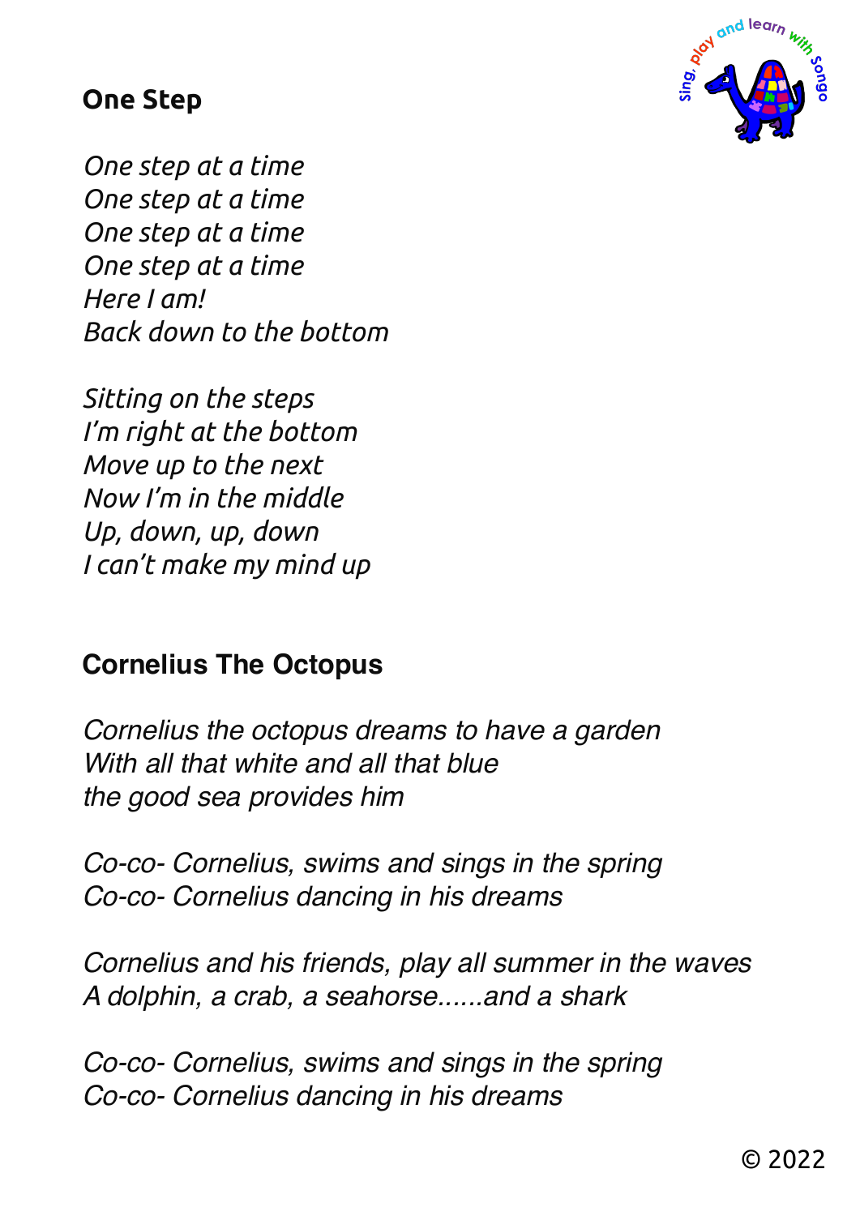## One Step

*One step at a time*
*One step at a time*
*One step at a time*
*One step at a time*
*Here I am!*
*Back down to the bottom*

*Sitting on the steps*
*I'm right at the bottom*
*Move up to the next*
*Now I'm in the middle*
*Up, down, up, down*
*I can't make my mind up*

## Cornelius The Octopus

*Cornelius the octopus dreams to have a garden*
*With all that white and all that blue*
*the good sea provides him*

*Co-co- Cornelius, swims and sings in the spring*
*Co-co- Cornelius dancing in his dreams*

*Cornelius and his friends, play all summer in the waves*
*A dolphin, a crab, a seahorse......and a shark*

*Co-co- Cornelius, swims and sings in the spring*
*Co-co- Cornelius dancing in his dreams*

© 2022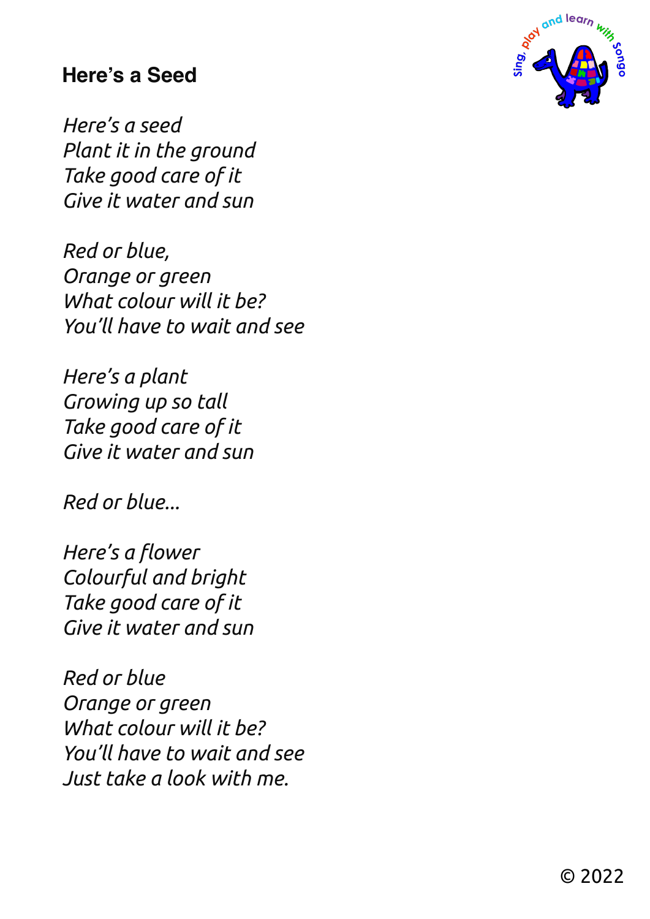## Here's a Seed

*Here's a seed*
*Plant it in the ground*
*Take good care of it*
*Give it water and sun*

*Red or blue,*
*Orange or green*
*What colour will it be?*
*You'll have to wait and see*

*Here's a plant*
*Growing up so tall*
*Take good care of it*
*Give it water and sun*

*Red or blue...*

*Here's a flower*
*Colourful and bright*
*Take good care of it*
*Give it water and sun*

*Red or blue*
*Orange or green*
*What colour will it be?*
*You'll have to wait and see*
*Just take a look with me.*

© 2022